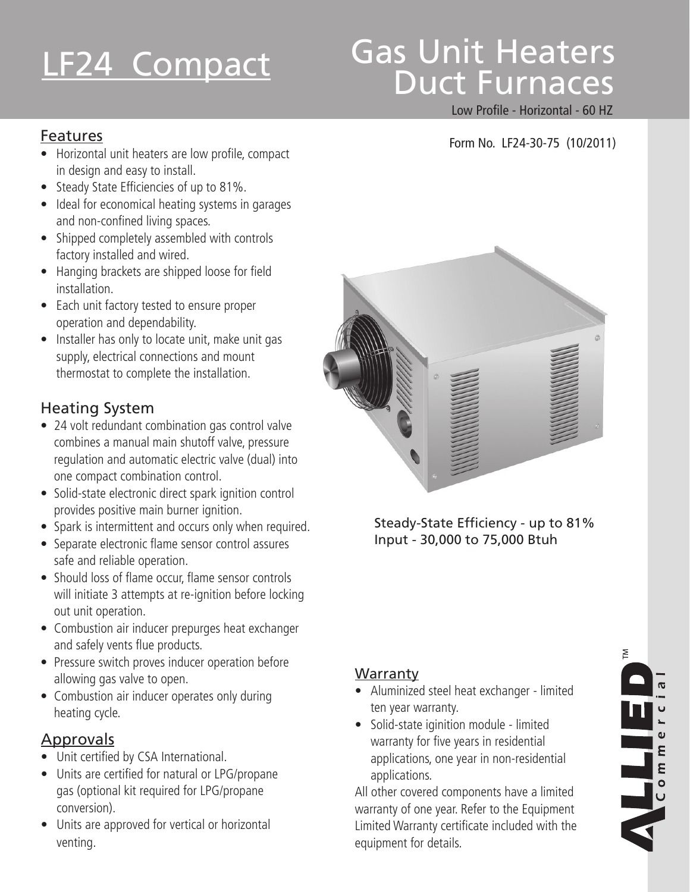# LF24 Compact

# Gas Unit Heaters Duct Furnaces

Low Profile - Horizontal - 60 HZ

Form No. LF24-30-75 (10/2011)

## Features

- Horizontal unit heaters are low profile, compact in design and easy to install.
- Steady State Efficiencies of up to 81%.
- Ideal for economical heating systems in garages and non-confined living spaces.
- Shipped completely assembled with controls factory installed and wired.
- Hanging brackets are shipped loose for field installation.
- Each unit factory tested to ensure proper operation and dependability.
- Installer has only to locate unit, make unit gas supply, electrical connections and mount thermostat to complete the installation.

## Heating System

- 24 volt redundant combination gas control valve combines a manual main shutoff valve, pressure regulation and automatic electric valve (dual) into one compact combination control.
- Solid-state electronic direct spark ignition control provides positive main burner ignition.
- Spark is intermittent and occurs only when required.
- Separate electronic flame sensor control assures safe and reliable operation.
- Should loss of flame occur, flame sensor controls will initiate 3 attempts at re-ignition before locking out unit operation.
- Combustion air inducer prepurges heat exchanger and safely vents flue products.
- Pressure switch proves inducer operation before allowing gas valve to open.
- Combustion air inducer operates only during heating cycle.

## Approvals

- Unit certified by CSA International.
- Units are certified for natural or LPG/propane gas (optional kit required for LPG/propane conversion).
- Units are approved for vertical or horizontal venting.

Steady-State Efficiency - up to 81%
Input - 30,000 to 75,000 Btuh

## Warranty

- Aluminized steel heat exchanger - limited ten year warranty.
- Solid-state iginition module - limited warranty for five years in residential applications, one year in non-residential applications.

All other covered components have a limited warranty of one year. Refer to the Equipment Limited Warranty certificate included with the equipment for details.

ALLIED Commercial™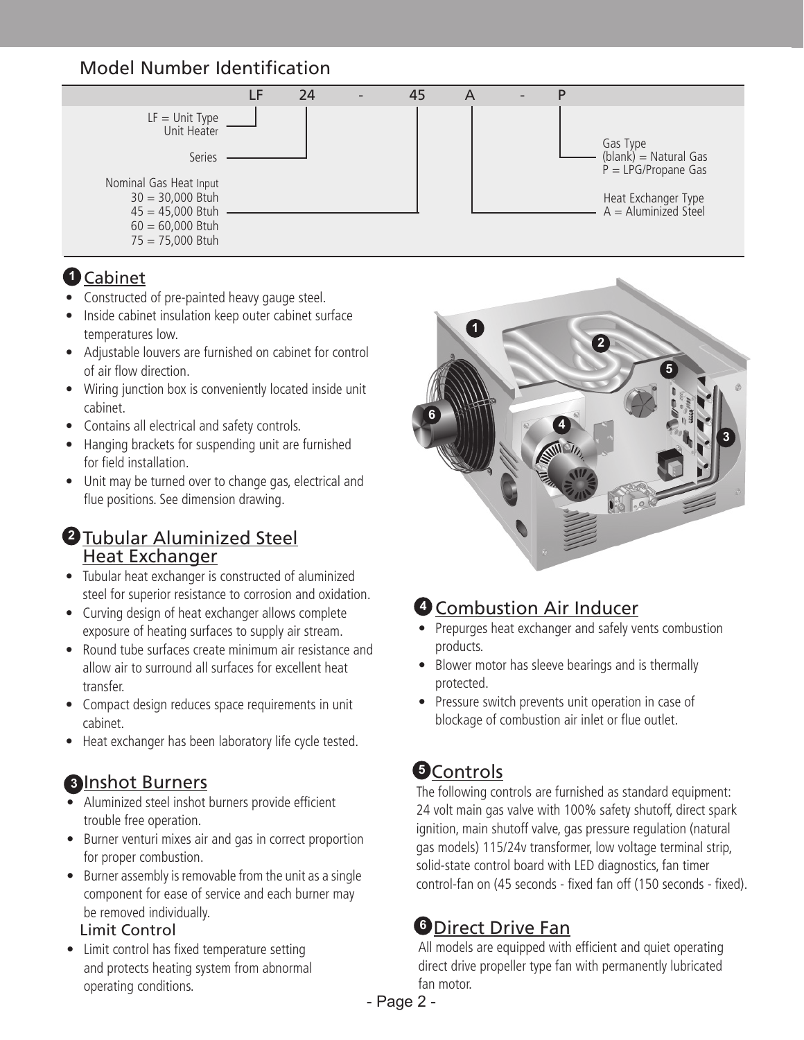## Model Number Identification

| LF | 24 | - | 45 | A | - | P |
|---|---|---|---|---|---|---|

- LF = Unit Type: Unit Heater
- 24 = Series
- 45 = Nominal Gas Heat Input
  - 30 = 30,000 Btuh
  - 45 = 45,000 Btuh
  - 60 = 60,000 Btuh
  - 75 = 75,000 Btuh
- A = Heat Exchanger Type
  - A = Aluminized Steel
- P = Gas Type
  - (blank) = Natural Gas
  - P = LPG/Propane Gas

### 1 Cabinet

- Constructed of pre-painted heavy gauge steel.
- Inside cabinet insulation keep outer cabinet surface temperatures low.
- Adjustable louvers are furnished on cabinet for control of air flow direction.
- Wiring junction box is conveniently located inside unit cabinet.
- Contains all electrical and safety controls.
- Hanging brackets for suspending unit are furnished for field installation.
- Unit may be turned over to change gas, electrical and flue positions. See dimension drawing.

### 2 Tubular Aluminized Steel Heat Exchanger

- Tubular heat exchanger is constructed of aluminized steel for superior resistance to corrosion and oxidation.
- Curving design of heat exchanger allows complete exposure of heating surfaces to supply air stream.
- Round tube surfaces create minimum air resistance and allow air to surround all surfaces for excellent heat transfer.
- Compact design reduces space requirements in unit cabinet.
- Heat exchanger has been laboratory life cycle tested.

### 3 Inshot Burners

- Aluminized steel inshot burners provide efficient trouble free operation.
- Burner venturi mixes air and gas in correct proportion for proper combustion.
- Burner assembly is removable from the unit as a single component for ease of service and each burner may be removed individually.

#### Limit Control

- Limit control has fixed temperature setting and protects heating system from abnormal operating conditions.

### 4 Combustion Air Inducer

- Prepurges heat exchanger and safely vents combustion products.
- Blower motor has sleeve bearings and is thermally protected.
- Pressure switch prevents unit operation in case of blockage of combustion air inlet or flue outlet.

### 5 Controls

The following controls are furnished as standard equipment: 24 volt main gas valve with 100% safety shutoff, direct spark ignition, main shutoff valve, gas pressure regulation (natural gas models) 115/24v transformer, low voltage terminal strip, solid-state control board with LED diagnostics, fan timer control-fan on (45 seconds - fixed fan off (150 seconds - fixed).

### 6 Direct Drive Fan

All models are equipped with efficient and quiet operating direct drive propeller type fan with permanently lubricated fan motor.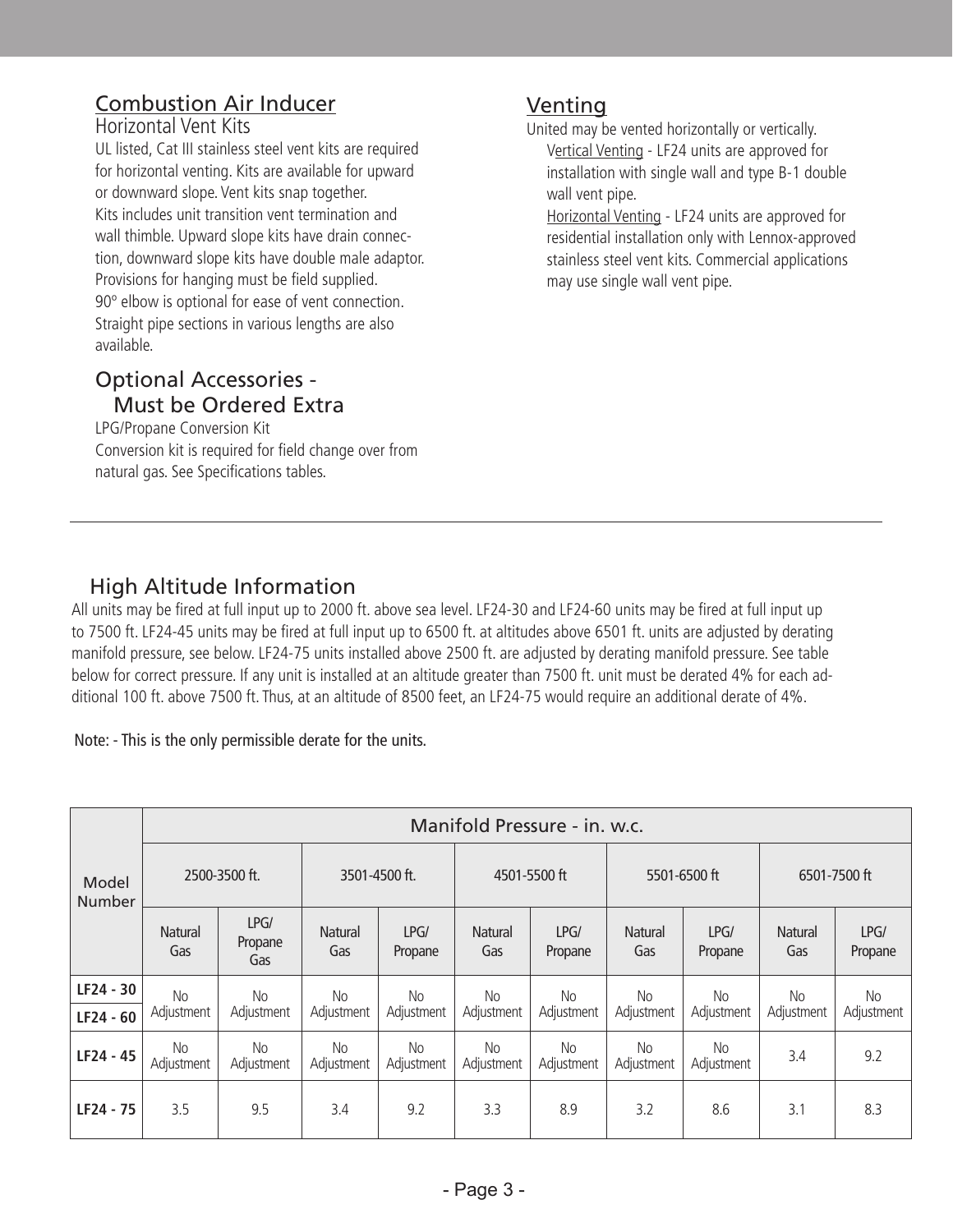## Combustion Air Inducer

### Horizontal Vent Kits

UL listed, Cat III stainless steel vent kits are required for horizontal venting. Kits are available for upward or downward slope. Vent kits snap together.
Kits includes unit transition vent termination and wall thimble. Upward slope kits have drain connection, downward slope kits have double male adaptor.
Provisions for hanging must be field supplied.
90° elbow is optional for ease of vent connection.
Straight pipe sections in various lengths are also available.

## Optional Accessories - Must be Ordered Extra

LPG/Propane Conversion Kit
Conversion kit is required for field change over from natural gas. See Specifications tables.

## Venting

United may be vented horizontally or vertically.

Vertical Venting - LF24 units are approved for installation with single wall and type B-1 double wall vent pipe.

Horizontal Venting - LF24 units are approved for residential installation only with Lennox-approved stainless steel vent kits. Commercial applications may use single wall vent pipe.

---

## High Altitude Information

All units may be fired at full input up to 2000 ft. above sea level. LF24-30 and LF24-60 units may be fired at full input up to 7500 ft. LF24-45 units may be fired at full input up to 6500 ft. at altitudes above 6501 ft. units are adjusted by derating manifold pressure, see below. LF24-75 units installed above 2500 ft. are adjusted by derating manifold pressure. See table below for correct pressure. If any unit is installed at an altitude greater than 7500 ft. unit must be derated 4% for each additional 100 ft. above 7500 ft. Thus, at an altitude of 8500 feet, an LF24-75 would require an additional derate of 4%.

Note: - This is the only permissible derate for the units.

| Model Number | Manifold Pressure - in. w.c. | | | | | | | | | |
|---|---|---|---|---|---|---|---|---|---|---|
| | 2500-3500 ft. | | 3501-4500 ft. | | 4501-5500 ft | | 5501-6500 ft | | 6501-7500 ft | |
| | Natural Gas | LPG/ Propane Gas | Natural Gas | LPG/ Propane | Natural Gas | LPG/ Propane | Natural Gas | LPG/ Propane | Natural Gas | LPG/ Propane |
| LF24 - 30<br>LF24 - 60 | No Adjustment | No Adjustment | No Adjustment | No Adjustment | No Adjustment | No Adjustment | No Adjustment | No Adjustment | No Adjustment | No Adjustment |
| LF24 - 45 | No Adjustment | No Adjustment | No Adjustment | No Adjustment | No Adjustment | No Adjustment | No Adjustment | No Adjustment | 3.4 | 9.2 |
| LF24 - 75 | 3.5 | 9.5 | 3.4 | 9.2 | 3.3 | 8.9 | 3.2 | 8.6 | 3.1 | 8.3 |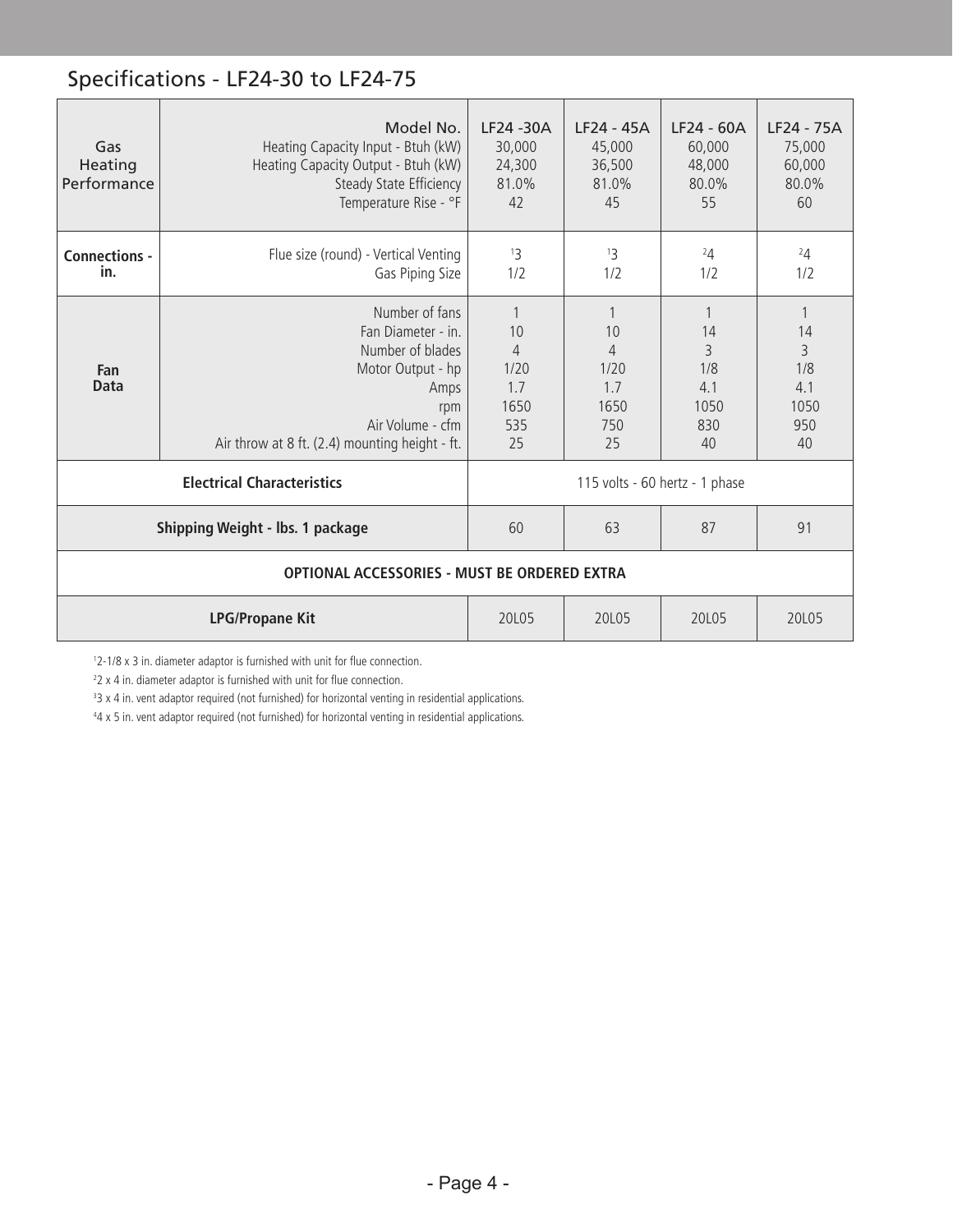## Specifications - LF24-30 to LF24-75

| | Model No. | LF24 -30A | LF24 - 45A | LF24 - 60A | LF24 - 75A |
|---|---|---|---|---|---|
| Gas Heating Performance | Heating Capacity Input - Btuh (kW) | 30,000 | 45,000 | 60,000 | 75,000 |
| | Heating Capacity Output - Btuh (kW) | 24,300 | 36,500 | 48,000 | 60,000 |
| | Steady State Efficiency | 81.0% | 81.0% | 80.0% | 80.0% |
| | Temperature Rise - °F | 42 | 45 | 55 | 60 |
| **Connections - in.** | Flue size (round) - Vertical Venting | [1]3 | [1]3 | [2]4 | [2]4 |
| | Gas Piping Size | 1/2 | 1/2 | 1/2 | 1/2 |
| **Fan Data** | Number of fans | 1 | 1 | 1 | 1 |
| | Fan Diameter - in. | 10 | 10 | 14 | 14 |
| | Number of blades | 4 | 4 | 3 | 3 |
| | Motor Output - hp | 1/20 | 1/20 | 1/8 | 1/8 |
| | Amps | 1.7 | 1.7 | 4.1 | 4.1 |
| | rpm | 1650 | 1650 | 1050 | 1050 |
| | Air Volume - cfm | 535 | 750 | 830 | 950 |
| | Air throw at 8 ft. (2.4) mounting height - ft. | 25 | 25 | 40 | 40 |
| **Electrical Characteristics** | | 115 volts - 60 hertz - 1 phase | | | |
| **Shipping Weight - lbs. 1 package** | | 60 | 63 | 87 | 91 |
| **OPTIONAL ACCESSORIES - MUST BE ORDERED EXTRA** | | | | | |
| **LPG/Propane Kit** | | 20L05 | 20L05 | 20L05 | 20L05 |

[1]2-1/8 x 3 in. diameter adaptor is furnished with unit for flue connection.

[2]2 x 4 in. diameter adaptor is furnished with unit for flue connection.

[3]3 x 4 in. vent adaptor required (not furnished) for horizontal venting in residential applications.

[4]4 x 5 in. vent adaptor required (not furnished) for horizontal venting in residential applications.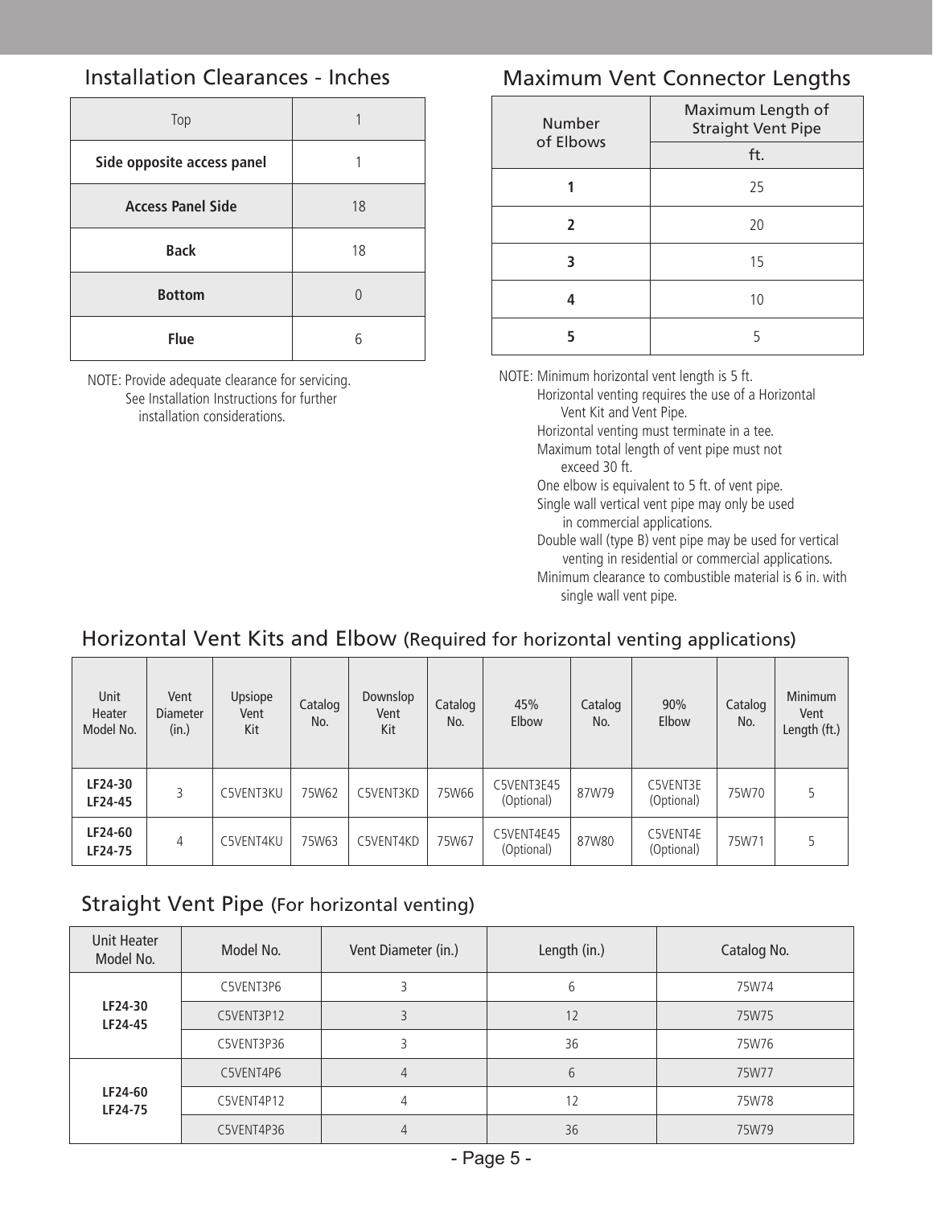## Installation Clearances - Inches

| Location | Inches |
|---|---|
| Top | 1 |
| **Side opposite access panel** | 1 |
| **Access Panel Side** | 18 |
| **Back** | 18 |
| **Bottom** | 0 |
| **Flue** | 6 |

NOTE: Provide adequate clearance for servicing. See Installation Instructions for further installation considerations.

## Maximum Vent Connector Lengths

| Number of Elbows | Maximum Length of Straight Vent Pipe |
|---|---|
| | ft. |
| **1** | 25 |
| **2** | 20 |
| **3** | 15 |
| **4** | 10 |
| **5** | 5 |

NOTE: Minimum horizontal vent length is 5 ft.
Horizontal venting requires the use of a Horizontal Vent Kit and Vent Pipe.
Horizontal venting must terminate in a tee.
Maximum total length of vent pipe must not exceed 30 ft.
One elbow is equivalent to 5 ft. of vent pipe.
Single wall vertical vent pipe may only be used in commercial applications.
Double wall (type B) vent pipe may be used for vertical venting in residential or commercial applications.
Minimum clearance to combustible material is 6 in. with single wall vent pipe.

## Horizontal Vent Kits and Elbow (Required for horizontal venting applications)

| Unit Heater Model No. | Vent Diameter (in.) | Upsiope Vent Kit | Catalog No. | Downslop Vent Kit | Catalog No. | 45% Elbow | Catalog No. | 90% Elbow | Catalog No. | Minimum Vent Length (ft.) |
|---|---|---|---|---|---|---|---|---|---|---|
| **LF24-30 LF24-45** | 3 | C5VENT3KU | 75W62 | C5VENT3KD | 75W66 | C5VENT3E45 (Optional) | 87W79 | C5VENT3E (Optional) | 75W70 | 5 |
| **LF24-60 LF24-75** | 4 | C5VENT4KU | 75W63 | C5VENT4KD | 75W67 | C5VENT4E45 (Optional) | 87W80 | C5VENT4E (Optional) | 75W71 | 5 |

## Straight Vent Pipe (For horizontal venting)

| Unit Heater Model No. | Model No. | Vent Diameter (in.) | Length (in.) | Catalog No. |
|---|---|---|---|---|
| **LF24-30 LF24-45** | C5VENT3P6 | 3 | 6 | 75W74 |
| | C5VENT3P12 | 3 | 12 | 75W75 |
| | C5VENT3P36 | 3 | 36 | 75W76 |
| **LF24-60 LF24-75** | C5VENT4P6 | 4 | 6 | 75W77 |
| | C5VENT4P12 | 4 | 12 | 75W78 |
| | C5VENT4P36 | 4 | 36 | 75W79 |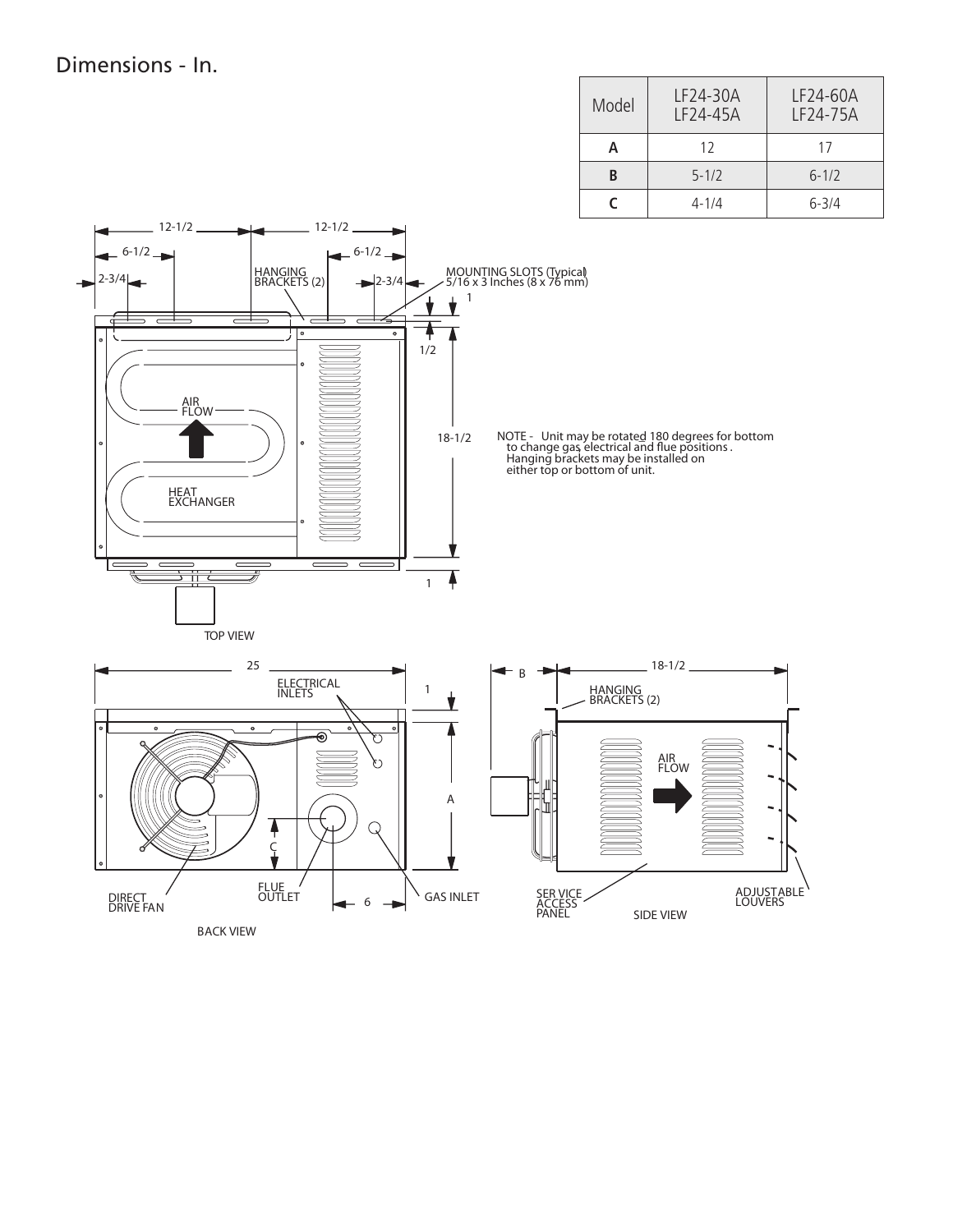## Dimensions - In.

| Model | LF24-30A LF24-45A | LF24-60A LF24-75A |
|---|---|---|
| **A** | 12 | 17 |
| **B** | 5-1/2 | 6-1/2 |
| **C** | 4-1/4 | 6-3/4 |

TOP VIEW

12-1/2 — 12-1/2 — 6-1/2 — 6-1/2 — 2-3/4 — 2-3/4

HANGING BRACKETS (2)

MOUNTING SLOTS (Typical) 5/16 x 3 Inches (8 x 76 mm)

1 — 1/2 — 18-1/2 — 1

AIR FLOW

HEAT EXCHANGER

NOTE - Unit may be rotated 180 degrees for bottom to change gas, electrical and flue positions. Hanging brackets may be installed on either top or bottom of unit.

BACK VIEW

25 — 1 — A — C — 6

ELECTRICAL INLETS

DIRECT DRIVE FAN

FLUE OUTLET

GAS INLET

SIDE VIEW

B — 18-1/2

HANGING BRACKETS (2)

AIR FLOW

SERVICE ACCESS PANEL

ADJUSTABLE LOUVERS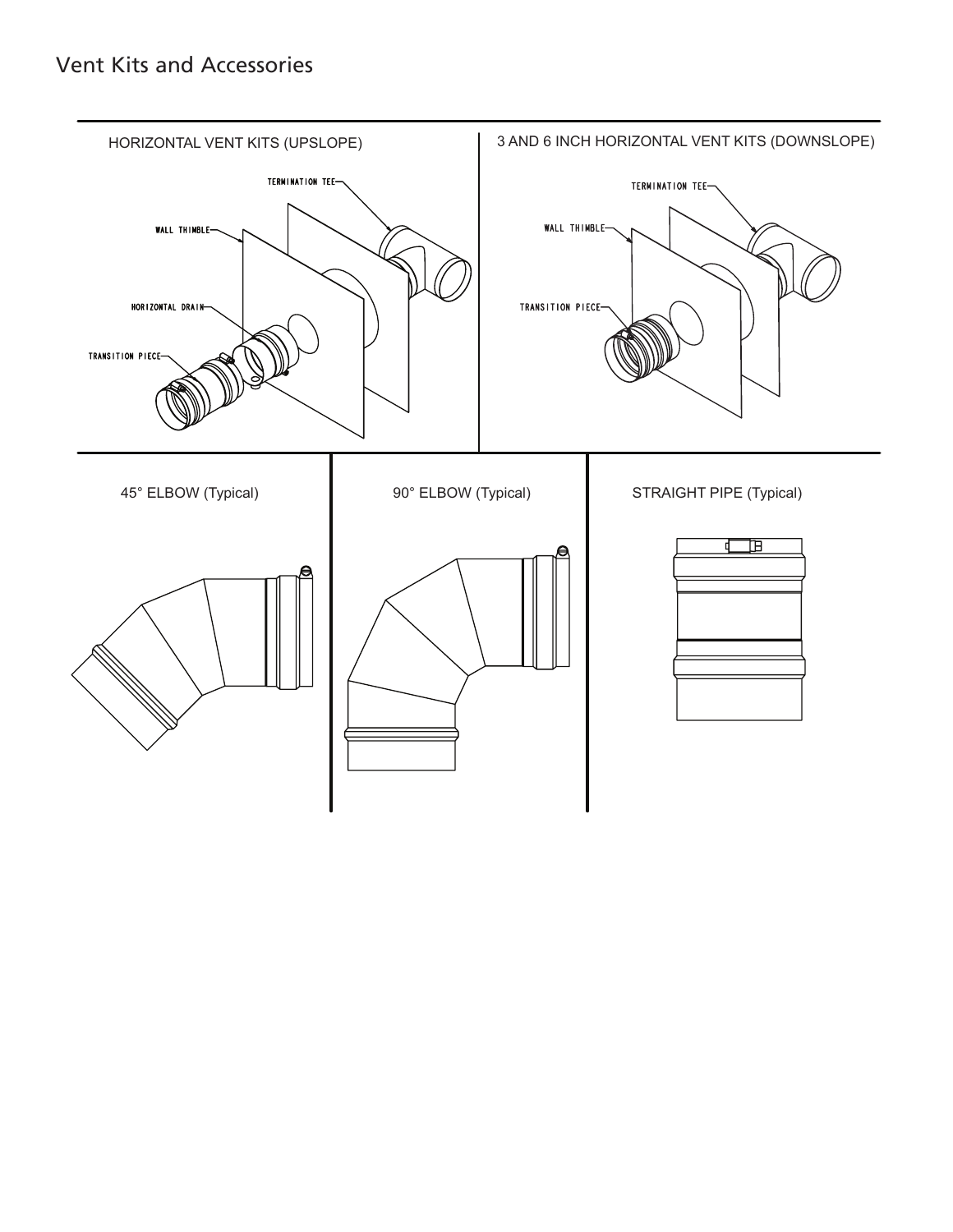# Vent Kits and Accessories

HORIZONTAL VENT KITS (UPSLOPE)

TERMINATION TEE

WALL THIMBLE

HORIZONTAL DRAIN

TRANSITION PIECE

3 AND 6 INCH HORIZONTAL VENT KITS (DOWNSLOPE)

TERMINATION TEE

WALL THIMBLE

TRANSITION PIECE

45° ELBOW (Typical)

90° ELBOW (Typical)

STRAIGHT PIPE (Typical)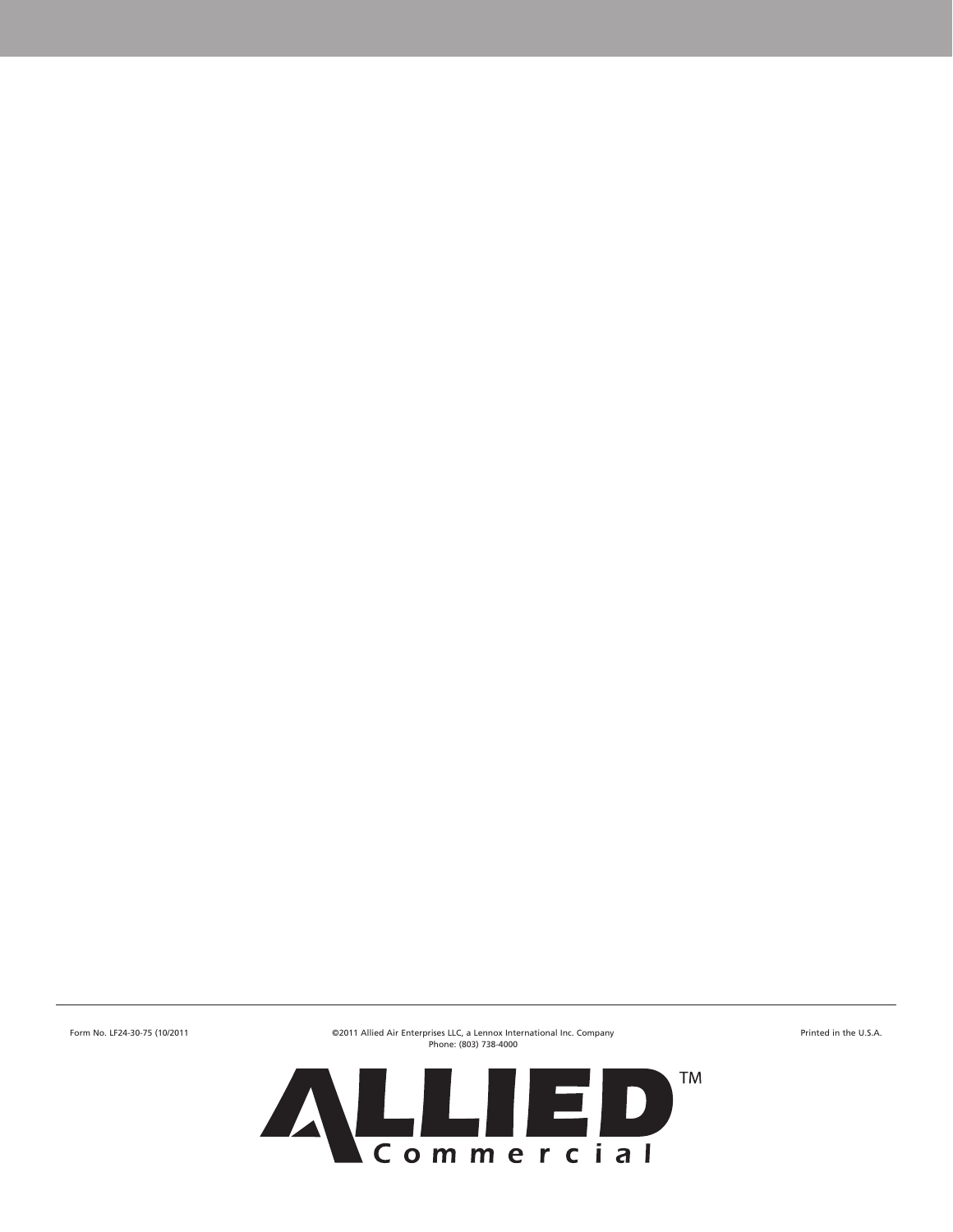Form No. LF24-30-75 (10/2011

©2011 Allied Air Enterprises LLC, a Lennox International Inc. Company
Phone: (803) 738-4000

Printed in the U.S.A.

ALLIED™
Commercial